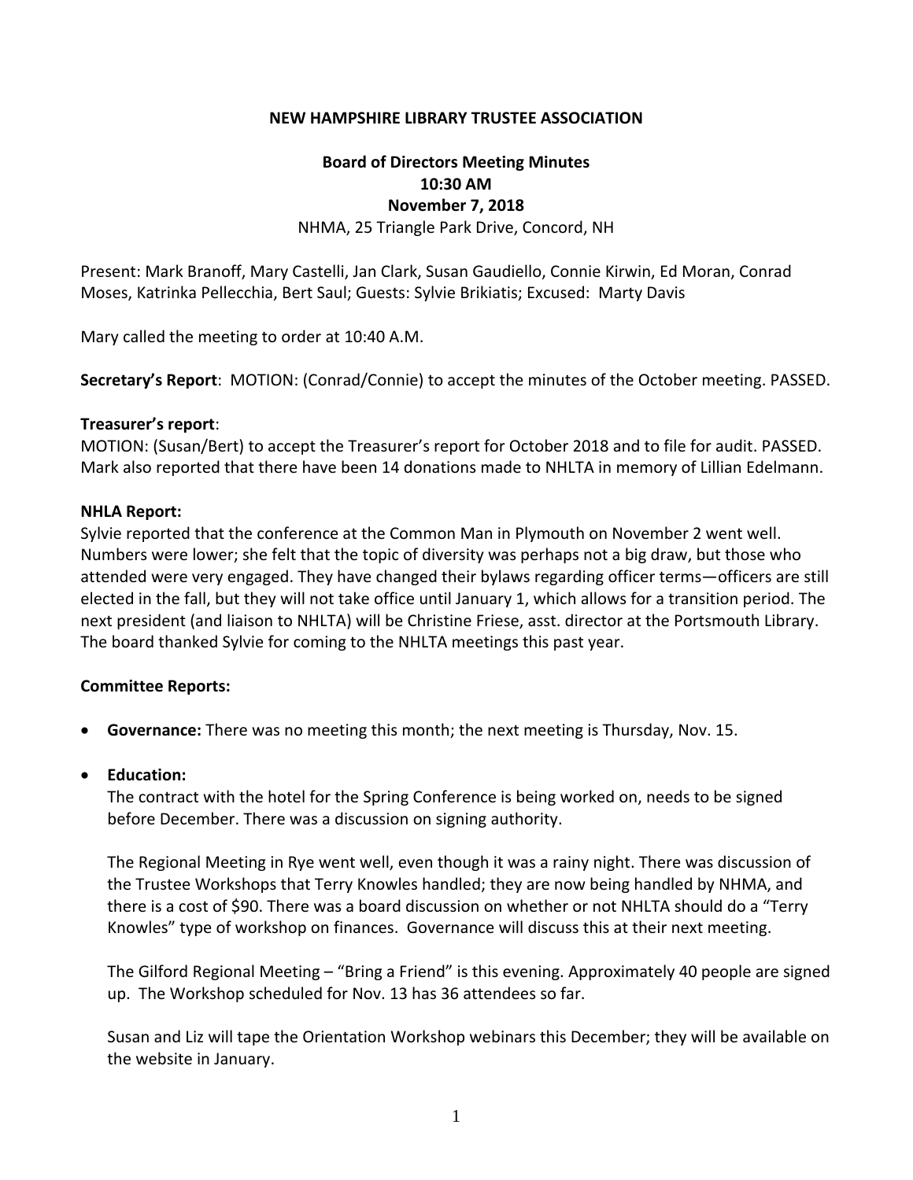# NEW HAMPSHIRE LIBRARY TRUSTEE ASSOCIATION

## Board of Directors Meeting Minutes
## 10:30 AM
## November 7, 2018

NHMA, 25 Triangle Park Drive, Concord, NH

Present: Mark Branoff, Mary Castelli, Jan Clark, Susan Gaudiello, Connie Kirwin, Ed Moran, Conrad Moses, Katrinka Pellecchia, Bert Saul; Guests: Sylvie Brikiatis; Excused: Marty Davis

Mary called the meeting to order at 10:40 A.M.

**Secretary's Report**: MOTION: (Conrad/Connie) to accept the minutes of the October meeting. PASSED.

**Treasurer's report**:
MOTION: (Susan/Bert) to accept the Treasurer's report for October 2018 and to file for audit. PASSED. Mark also reported that there have been 14 donations made to NHLTA in memory of Lillian Edelmann.

**NHLA Report:**
Sylvie reported that the conference at the Common Man in Plymouth on November 2 went well. Numbers were lower; she felt that the topic of diversity was perhaps not a big draw, but those who attended were very engaged. They have changed their bylaws regarding officer terms—officers are still elected in the fall, but they will not take office until January 1, which allows for a transition period. The next president (and liaison to NHLTA) will be Christine Friese, asst. director at the Portsmouth Library. The board thanked Sylvie for coming to the NHLTA meetings this past year.

**Committee Reports:**

- **Governance:** There was no meeting this month; the next meeting is Thursday, Nov. 15.

- **Education:**
  The contract with the hotel for the Spring Conference is being worked on, needs to be signed before December. There was a discussion on signing authority.

  The Regional Meeting in Rye went well, even though it was a rainy night. There was discussion of the Trustee Workshops that Terry Knowles handled; they are now being handled by NHMA, and there is a cost of $90. There was a board discussion on whether or not NHLTA should do a "Terry Knowles" type of workshop on finances. Governance will discuss this at their next meeting.

  The Gilford Regional Meeting – "Bring a Friend" is this evening. Approximately 40 people are signed up. The Workshop scheduled for Nov. 13 has 36 attendees so far.

  Susan and Liz will tape the Orientation Workshop webinars this December; they will be available on the website in January.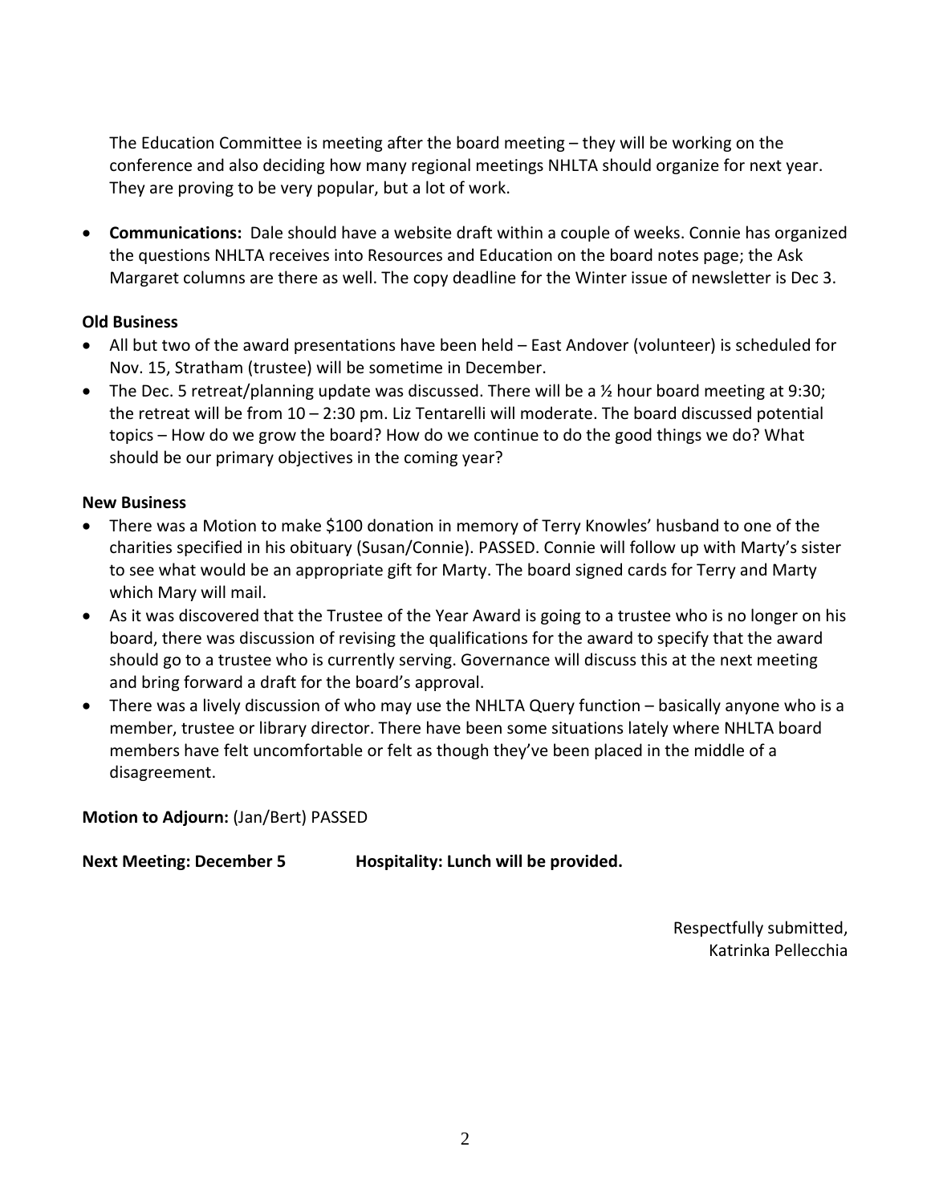The Education Committee is meeting after the board meeting – they will be working on the conference and also deciding how many regional meetings NHLTA should organize for next year. They are proving to be very popular, but a lot of work.

- **Communications:** Dale should have a website draft within a couple of weeks. Connie has organized the questions NHLTA receives into Resources and Education on the board notes page; the Ask Margaret columns are there as well. The copy deadline for the Winter issue of newsletter is Dec 3.

**Old Business**

- All but two of the award presentations have been held – East Andover (volunteer) is scheduled for Nov. 15, Stratham (trustee) will be sometime in December.
- The Dec. 5 retreat/planning update was discussed. There will be a ½ hour board meeting at 9:30; the retreat will be from 10 – 2:30 pm. Liz Tentarelli will moderate. The board discussed potential topics – How do we grow the board? How do we continue to do the good things we do? What should be our primary objectives in the coming year?

**New Business**

- There was a Motion to make $100 donation in memory of Terry Knowles' husband to one of the charities specified in his obituary (Susan/Connie). PASSED. Connie will follow up with Marty's sister to see what would be an appropriate gift for Marty. The board signed cards for Terry and Marty which Mary will mail.
- As it was discovered that the Trustee of the Year Award is going to a trustee who is no longer on his board, there was discussion of revising the qualifications for the award to specify that the award should go to a trustee who is currently serving. Governance will discuss this at the next meeting and bring forward a draft for the board's approval.
- There was a lively discussion of who may use the NHLTA Query function – basically anyone who is a member, trustee or library director. There have been some situations lately where NHLTA board members have felt uncomfortable or felt as though they've been placed in the middle of a disagreement.

**Motion to Adjourn:** (Jan/Bert) PASSED

**Next Meeting: December 5** **Hospitality: Lunch will be provided.**

Respectfully submitted,
Katrinka Pellecchia